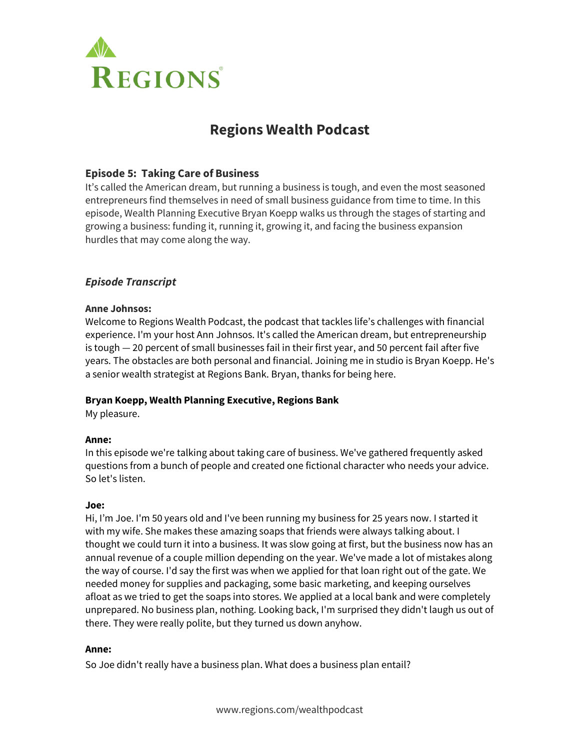REGIONS

# Regions Wealth Podcast

### Episode 5: Taking Care of Business

It's called the American dream, but running a business is tough, and even the most seasoned entrepreneurs find themselves in need of small business guidance from time to time. In this episode, Wealth Planning Executive Bryan Koepp walks us through the stages of starting and growing a business: funding it, running it, growing it, and facing the business expansion hurdles that may come along the way.

### *Episode Transcript*

**Anne Johnsos:**
Welcome to Regions Wealth Podcast, the podcast that tackles life's challenges with financial experience. I'm your host Ann Johnsos. It's called the American dream, but entrepreneurship is tough — 20 percent of small businesses fail in their first year, and 50 percent fail after five years. The obstacles are both personal and financial. Joining me in studio is Bryan Koepp. He's a senior wealth strategist at Regions Bank. Bryan, thanks for being here.

**Bryan Koepp, Wealth Planning Executive, Regions Bank**
My pleasure.

**Anne:**
In this episode we're talking about taking care of business. We've gathered frequently asked questions from a bunch of people and created one fictional character who needs your advice. So let's listen.

**Joe:**
Hi, I'm Joe. I'm 50 years old and I've been running my business for 25 years now. I started it with my wife. She makes these amazing soaps that friends were always talking about. I thought we could turn it into a business. It was slow going at first, but the business now has an annual revenue of a couple million depending on the year. We've made a lot of mistakes along the way of course. I'd say the first was when we applied for that loan right out of the gate. We needed money for supplies and packaging, some basic marketing, and keeping ourselves afloat as we tried to get the soaps into stores. We applied at a local bank and were completely unprepared. No business plan, nothing. Looking back, I'm surprised they didn't laugh us out of there. They were really polite, but they turned us down anyhow.

**Anne:**
So Joe didn't really have a business plan. What does a business plan entail?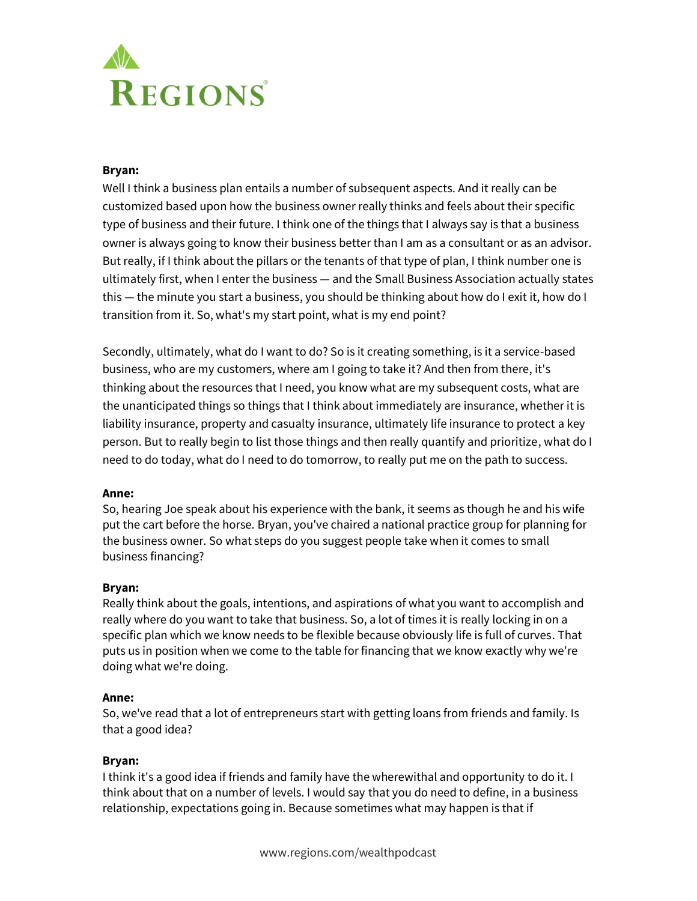**Bryan:**
Well I think a business plan entails a number of subsequent aspects. And it really can be customized based upon how the business owner really thinks and feels about their specific type of business and their future. I think one of the things that I always say is that a business owner is always going to know their business better than I am as a consultant or as an advisor. But really, if I think about the pillars or the tenants of that type of plan, I think number one is ultimately first, when I enter the business — and the Small Business Association actually states this — the minute you start a business, you should be thinking about how do I exit it, how do I transition from it. So, what's my start point, what is my end point?

Secondly, ultimately, what do I want to do? So is it creating something, is it a service-based business, who are my customers, where am I going to take it? And then from there, it's thinking about the resources that I need, you know what are my subsequent costs, what are the unanticipated things so things that I think about immediately are insurance, whether it is liability insurance, property and casualty insurance, ultimately life insurance to protect a key person. But to really begin to list those things and then really quantify and prioritize, what do I need to do today, what do I need to do tomorrow, to really put me on the path to success.

**Anne:**
So, hearing Joe speak about his experience with the bank, it seems as though he and his wife put the cart before the horse. Bryan, you've chaired a national practice group for planning for the business owner. So what steps do you suggest people take when it comes to small business financing?

**Bryan:**
Really think about the goals, intentions, and aspirations of what you want to accomplish and really where do you want to take that business. So, a lot of times it is really locking in on a specific plan which we know needs to be flexible because obviously life is full of curves. That puts us in position when we come to the table for financing that we know exactly why we're doing what we're doing.

**Anne:**
So, we've read that a lot of entrepreneurs start with getting loans from friends and family. Is that a good idea?

**Bryan:**
I think it's a good idea if friends and family have the wherewithal and opportunity to do it. I think about that on a number of levels. I would say that you do need to define, in a business relationship, expectations going in. Because sometimes what may happen is that if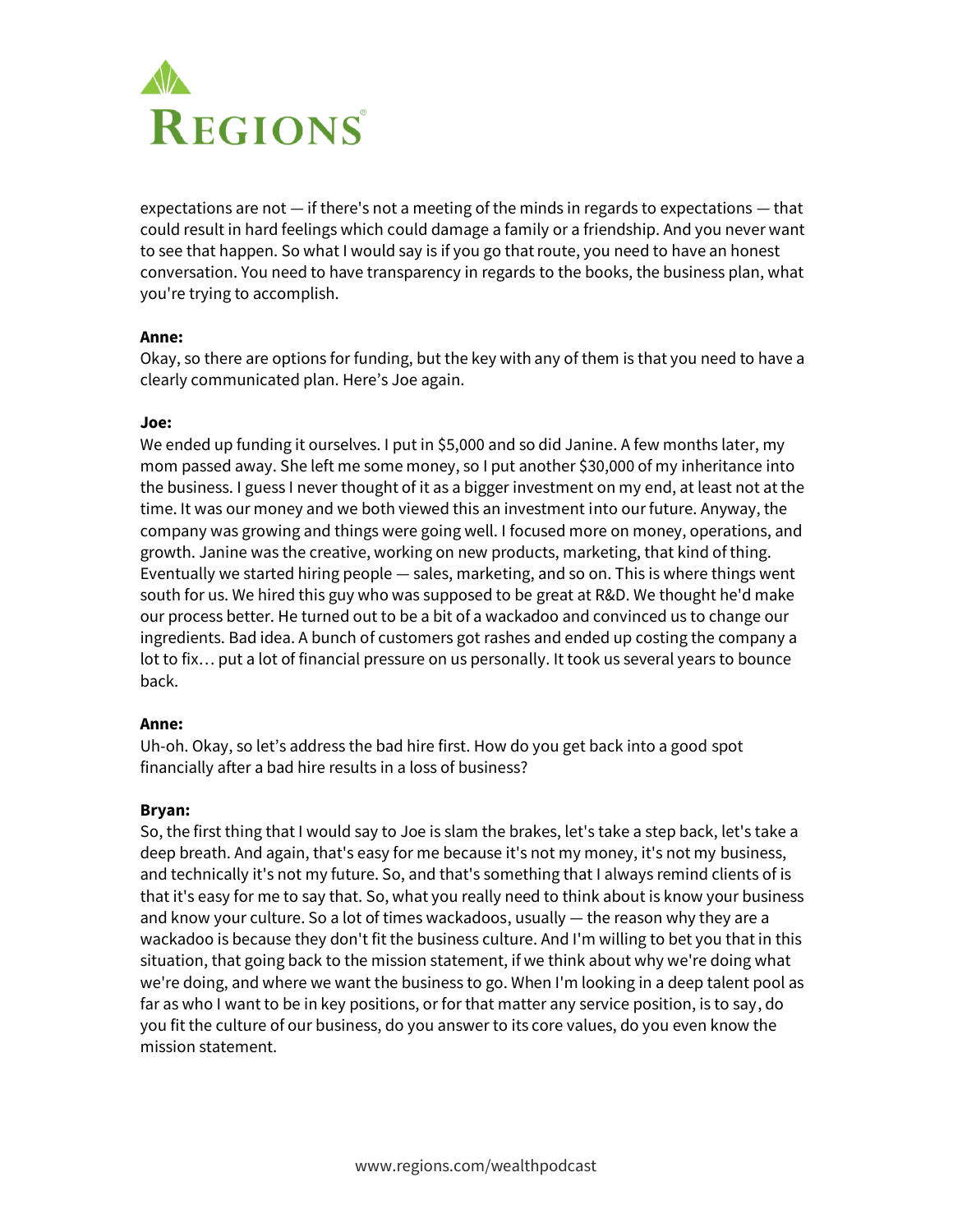expectations are not — if there's not a meeting of the minds in regards to expectations — that could result in hard feelings which could damage a family or a friendship. And you never want to see that happen. So what I would say is if you go that route, you need to have an honest conversation. You need to have transparency in regards to the books, the business plan, what you're trying to accomplish.

**Anne:**
Okay, so there are options for funding, but the key with any of them is that you need to have a clearly communicated plan. Here's Joe again.

**Joe:**
We ended up funding it ourselves. I put in $5,000 and so did Janine. A few months later, my mom passed away. She left me some money, so I put another $30,000 of my inheritance into the business. I guess I never thought of it as a bigger investment on my end, at least not at the time. It was our money and we both viewed this an investment into our future. Anyway, the company was growing and things were going well. I focused more on money, operations, and growth. Janine was the creative, working on new products, marketing, that kind of thing. Eventually we started hiring people — sales, marketing, and so on. This is where things went south for us. We hired this guy who was supposed to be great at R&D. We thought he'd make our process better. He turned out to be a bit of a wackadoo and convinced us to change our ingredients. Bad idea. A bunch of customers got rashes and ended up costing the company a lot to fix… put a lot of financial pressure on us personally. It took us several years to bounce back.

**Anne:**
Uh-oh. Okay, so let's address the bad hire first. How do you get back into a good spot financially after a bad hire results in a loss of business?

**Bryan:**
So, the first thing that I would say to Joe is slam the brakes, let's take a step back, let's take a deep breath. And again, that's easy for me because it's not my money, it's not my business, and technically it's not my future. So, and that's something that I always remind clients of is that it's easy for me to say that. So, what you really need to think about is know your business and know your culture. So a lot of times wackadoos, usually — the reason why they are a wackadoo is because they don't fit the business culture. And I'm willing to bet you that in this situation, that going back to the mission statement, if we think about why we're doing what we're doing, and where we want the business to go. When I'm looking in a deep talent pool as far as who I want to be in key positions, or for that matter any service position, is to say, do you fit the culture of our business, do you answer to its core values, do you even know the mission statement.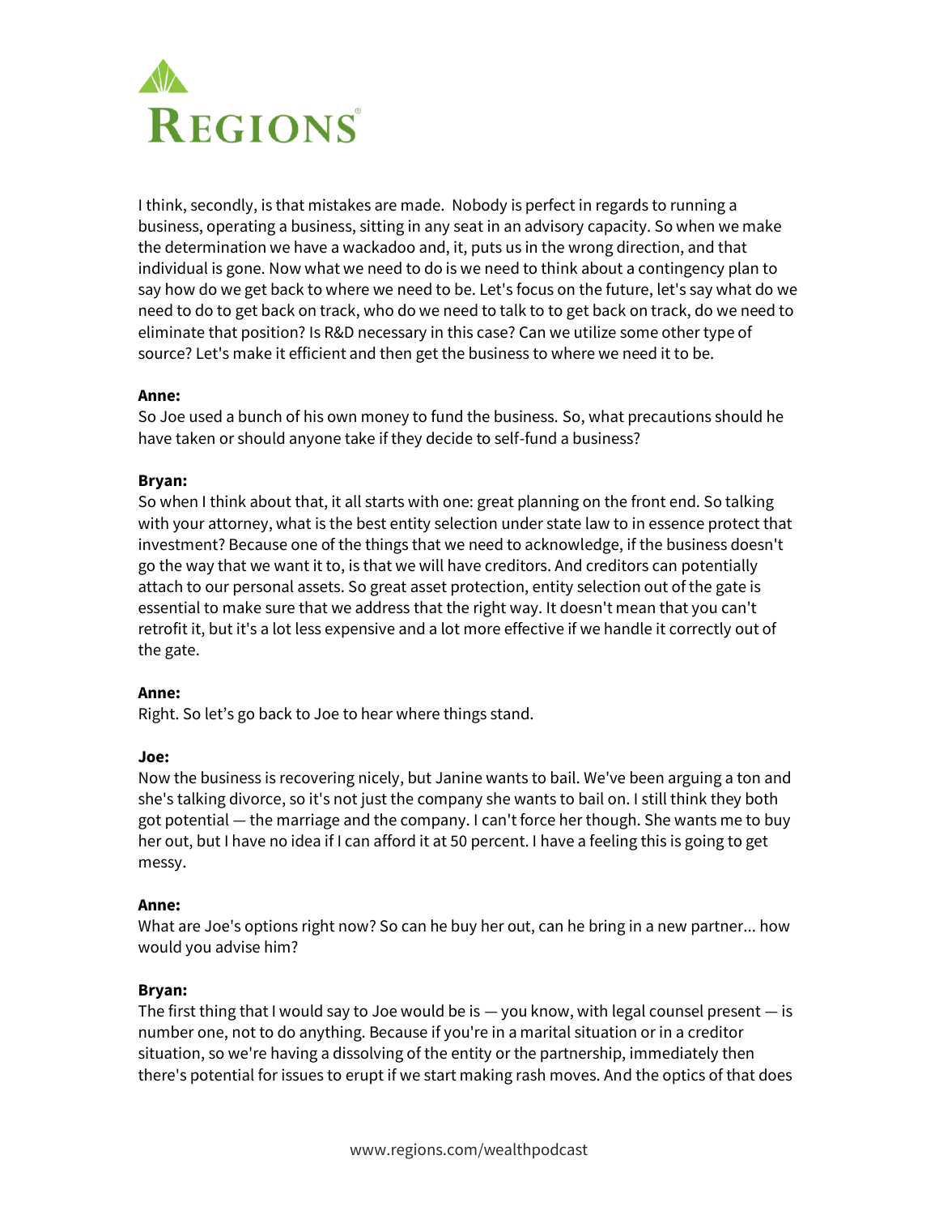I think, secondly, is that mistakes are made. Nobody is perfect in regards to running a business, operating a business, sitting in any seat in an advisory capacity. So when we make the determination we have a wackadoo and, it, puts us in the wrong direction, and that individual is gone. Now what we need to do is we need to think about a contingency plan to say how do we get back to where we need to be. Let's focus on the future, let's say what do we need to do to get back on track, who do we need to talk to to get back on track, do we need to eliminate that position? Is R&D necessary in this case? Can we utilize some other type of source? Let's make it efficient and then get the business to where we need it to be.

**Anne:**
So Joe used a bunch of his own money to fund the business. So, what precautions should he have taken or should anyone take if they decide to self-fund a business?

**Bryan:**
So when I think about that, it all starts with one: great planning on the front end. So talking with your attorney, what is the best entity selection under state law to in essence protect that investment? Because one of the things that we need to acknowledge, if the business doesn't go the way that we want it to, is that we will have creditors. And creditors can potentially attach to our personal assets. So great asset protection, entity selection out of the gate is essential to make sure that we address that the right way. It doesn't mean that you can't retrofit it, but it's a lot less expensive and a lot more effective if we handle it correctly out of the gate.

**Anne:**
Right. So let's go back to Joe to hear where things stand.

**Joe:**
Now the business is recovering nicely, but Janine wants to bail. We've been arguing a ton and she's talking divorce, so it's not just the company she wants to bail on. I still think they both got potential — the marriage and the company. I can't force her though. She wants me to buy her out, but I have no idea if I can afford it at 50 percent. I have a feeling this is going to get messy.

**Anne:**
What are Joe's options right now? So can he buy her out, can he bring in a new partner... how would you advise him?

**Bryan:**
The first thing that I would say to Joe would be is — you know, with legal counsel present — is number one, not to do anything. Because if you're in a marital situation or in a creditor situation, so we're having a dissolving of the entity or the partnership, immediately then there's potential for issues to erupt if we start making rash moves. And the optics of that does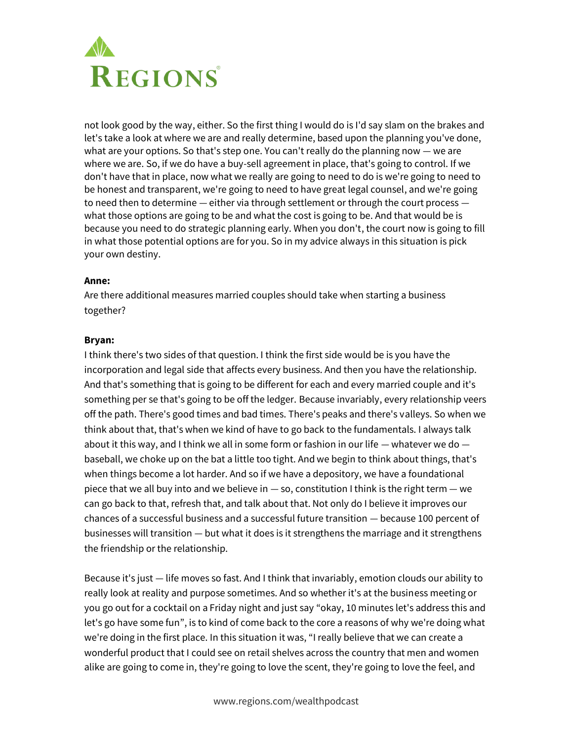not look good by the way, either. So the first thing I would do is I'd say slam on the brakes and let's take a look at where we are and really determine, based upon the planning you've done, what are your options. So that's step one. You can't really do the planning now — we are where we are. So, if we do have a buy-sell agreement in place, that's going to control. If we don't have that in place, now what we really are going to need to do is we're going to need to be honest and transparent, we're going to need to have great legal counsel, and we're going to need then to determine — either via through settlement or through the court process — what those options are going to be and what the cost is going to be. And that would be is because you need to do strategic planning early. When you don't, the court now is going to fill in what those potential options are for you. So in my advice always in this situation is pick your own destiny.

**Anne:**
Are there additional measures married couples should take when starting a business together?

**Bryan:**
I think there's two sides of that question. I think the first side would be is you have the incorporation and legal side that affects every business. And then you have the relationship. And that's something that is going to be different for each and every married couple and it's something per se that's going to be off the ledger. Because invariably, every relationship veers off the path. There's good times and bad times. There's peaks and there's valleys. So when we think about that, that's when we kind of have to go back to the fundamentals. I always talk about it this way, and I think we all in some form or fashion in our life — whatever we do — baseball, we choke up on the bat a little too tight. And we begin to think about things, that's when things become a lot harder. And so if we have a depository, we have a foundational piece that we all buy into and we believe in — so, constitution I think is the right term — we can go back to that, refresh that, and talk about that. Not only do I believe it improves our chances of a successful business and a successful future transition — because 100 percent of businesses will transition — but what it does is it strengthens the marriage and it strengthens the friendship or the relationship.

Because it's just — life moves so fast. And I think that invariably, emotion clouds our ability to really look at reality and purpose sometimes. And so whether it's at the business meeting or you go out for a cocktail on a Friday night and just say "okay, 10 minutes let's address this and let's go have some fun", is to kind of come back to the core a reasons of why we're doing what we're doing in the first place. In this situation it was, "I really believe that we can create a wonderful product that I could see on retail shelves across the country that men and women alike are going to come in, they're going to love the scent, they're going to love the feel, and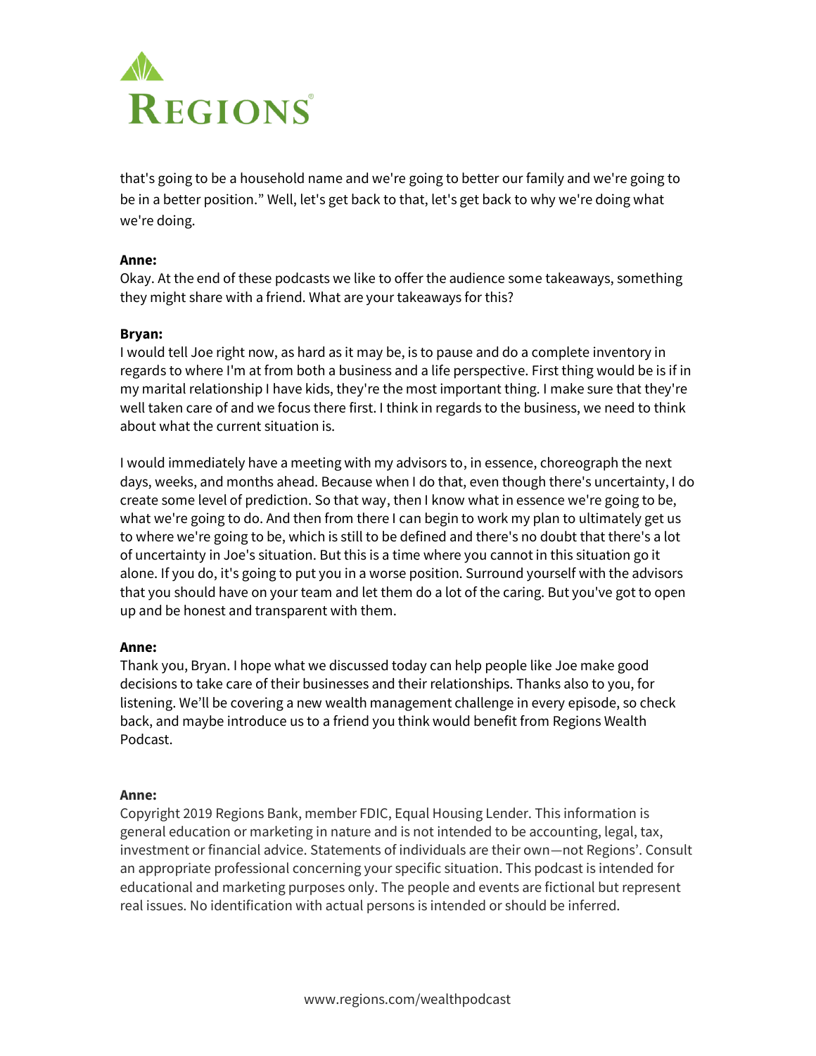that's going to be a household name and we're going to better our family and we're going to be in a better position." Well, let's get back to that, let's get back to why we're doing what we're doing.

**Anne:**
Okay. At the end of these podcasts we like to offer the audience some takeaways, something they might share with a friend. What are your takeaways for this?

**Bryan:**
I would tell Joe right now, as hard as it may be, is to pause and do a complete inventory in regards to where I'm at from both a business and a life perspective. First thing would be is if in my marital relationship I have kids, they're the most important thing. I make sure that they're well taken care of and we focus there first. I think in regards to the business, we need to think about what the current situation is.

I would immediately have a meeting with my advisors to, in essence, choreograph the next days, weeks, and months ahead. Because when I do that, even though there's uncertainty, I do create some level of prediction. So that way, then I know what in essence we're going to be, what we're going to do. And then from there I can begin to work my plan to ultimately get us to where we're going to be, which is still to be defined and there's no doubt that there's a lot of uncertainty in Joe's situation. But this is a time where you cannot in this situation go it alone. If you do, it's going to put you in a worse position. Surround yourself with the advisors that you should have on your team and let them do a lot of the caring. But you've got to open up and be honest and transparent with them.

**Anne:**
Thank you, Bryan. I hope what we discussed today can help people like Joe make good decisions to take care of their businesses and their relationships. Thanks also to you, for listening. We'll be covering a new wealth management challenge in every episode, so check back, and maybe introduce us to a friend you think would benefit from Regions Wealth Podcast.

**Anne:**
Copyright 2019 Regions Bank, member FDIC, Equal Housing Lender. This information is general education or marketing in nature and is not intended to be accounting, legal, tax, investment or financial advice. Statements of individuals are their own—not Regions'. Consult an appropriate professional concerning your specific situation. This podcast is intended for educational and marketing purposes only. The people and events are fictional but represent real issues. No identification with actual persons is intended or should be inferred.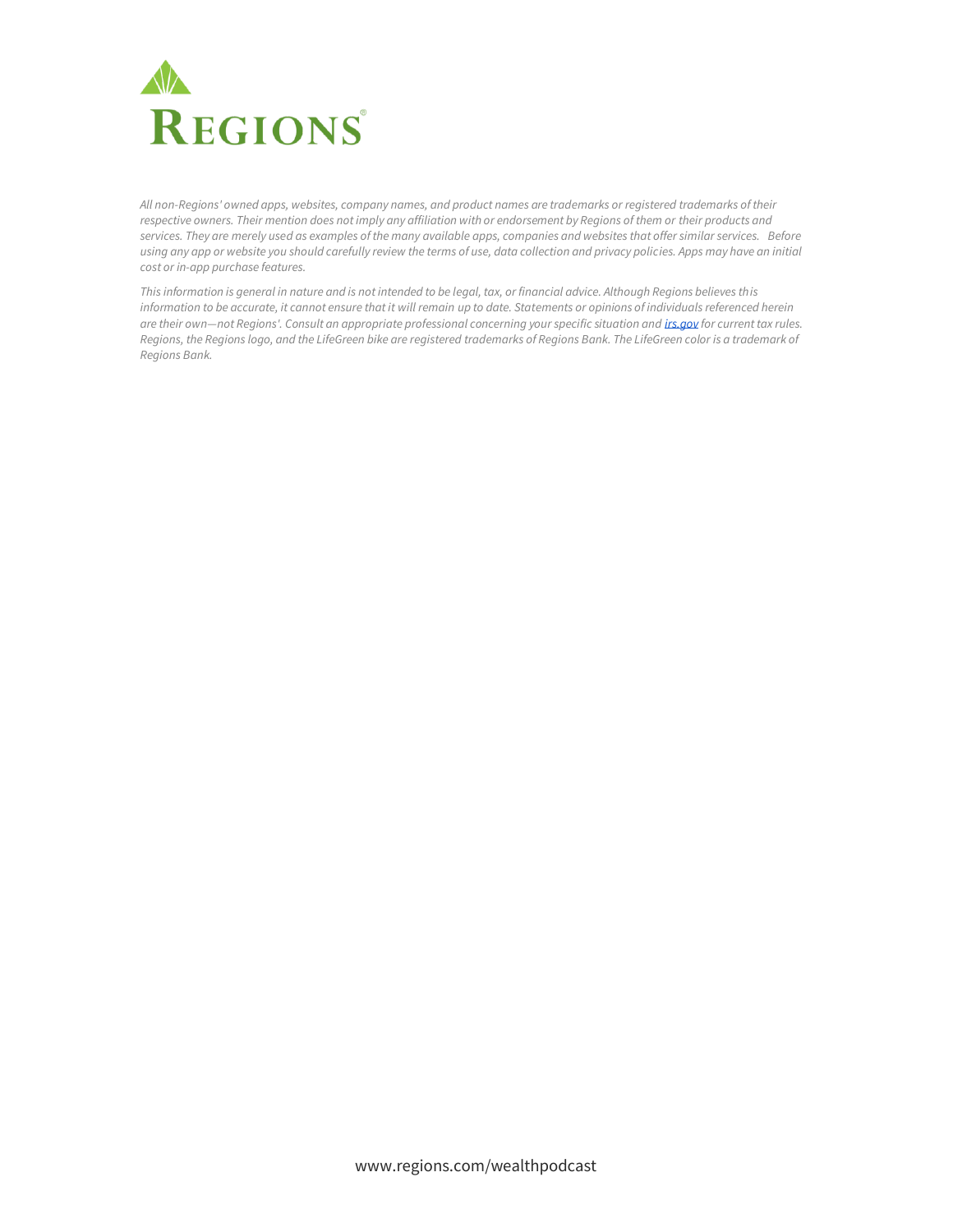*All non-Regions' owned apps, websites, company names, and product names are trademarks or registered trademarks of their respective owners. Their mention does not imply any affiliation with or endorsement by Regions of them or their products and services. They are merely used as examples of the many available apps, companies and websites that offer similar services. Before using any app or website you should carefully review the terms of use, data collection and privacy policies. Apps may have an initial cost or in-app purchase features.*

*This information is general in nature and is not intended to be legal, tax, or financial advice. Although Regions believes this information to be accurate, it cannot ensure that it will remain up to date. Statements or opinions of individuals referenced herein are their own—not Regions'. Consult an appropriate professional concerning your specific situation and [irs.gov](https://www.irs.gov) for current tax rules. Regions, the Regions logo, and the LifeGreen bike are registered trademarks of Regions Bank. The LifeGreen color is a trademark of Regions Bank.*

www.regions.com/wealthpodcast